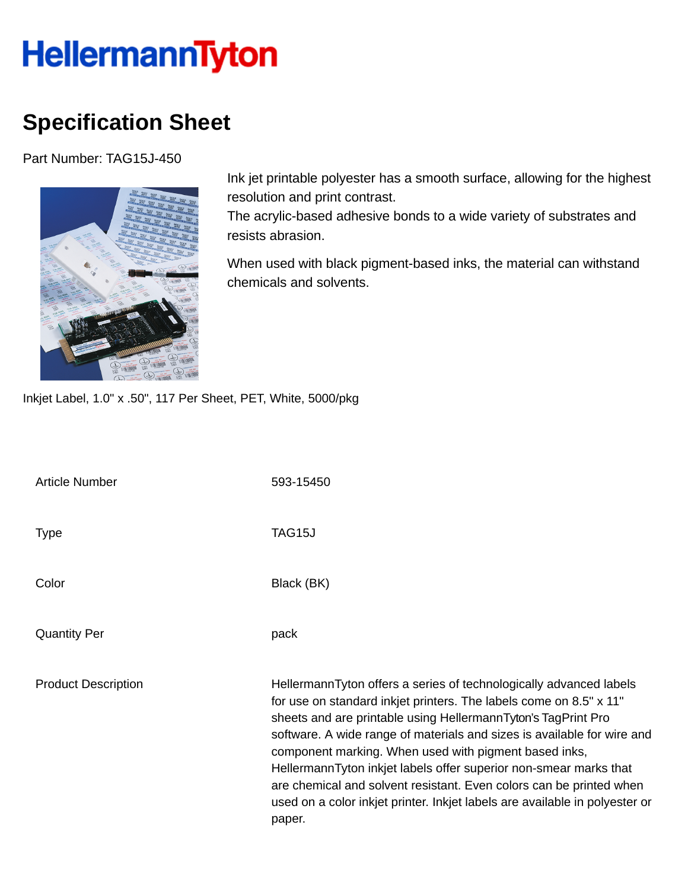# HellermannTyton

## Specification Sheet

Part Number: TAG15J-450

Ink jet printable polyester has a smooth surface, allowing for the highest resolution and print contrast.
The acrylic-based adhesive bonds to a wide variety of substrates and resists abrasion.

When used with black pigment-based inks, the material can withstand chemicals and solvents.

Inkjet Label, 1.0" x .50", 117 Per Sheet, PET, White, 5000/pkg

| | |
|---|---|
| Article Number | 593-15450 |
| Type | TAG15J |
| Color | Black (BK) |
| Quantity Per | pack |
| Product Description | HellermannTyton offers a series of technologically advanced labels for use on standard inkjet printers. The labels come on 8.5" x 11" sheets and are printable using HellermannTyton's TagPrint Pro software. A wide range of materials and sizes is available for wire and component marking. When used with pigment based inks, HellermannTyton inkjet labels offer superior non-smear marks that are chemical and solvent resistant. Even colors can be printed when used on a color inkjet printer. Inkjet labels are available in polyester or paper. |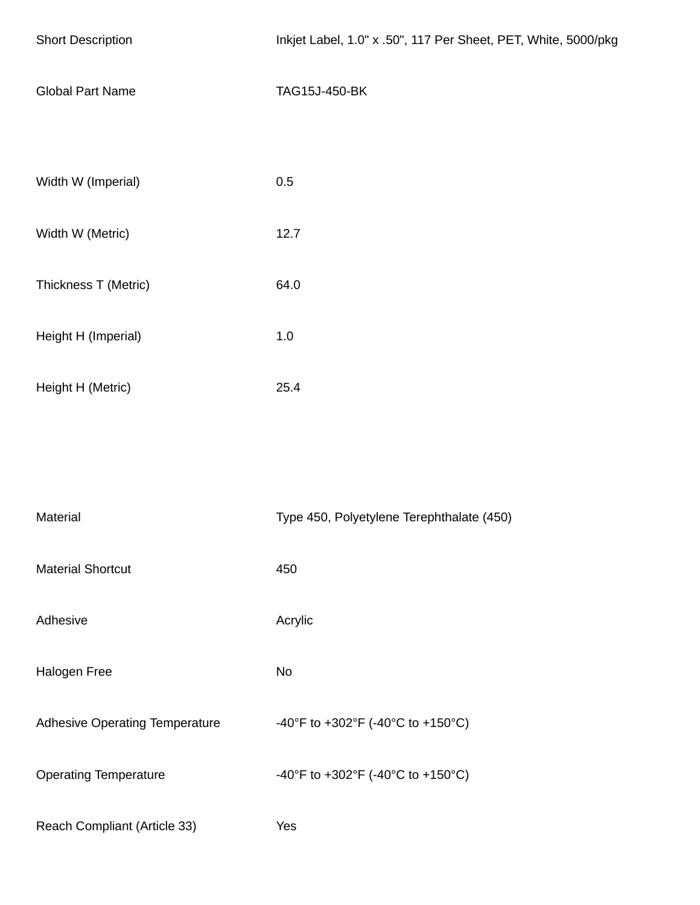| | |
|---|---|
| Short Description | Inkjet Label, 1.0" x .50", 117 Per Sheet, PET, White, 5000/pkg |
| Global Part Name | TAG15J-450-BK |

| | |
|---|---|
| Width W (Imperial) | 0.5 |
| Width W (Metric) | 12.7 |
| Thickness T (Metric) | 64.0 |
| Height H (Imperial) | 1.0 |
| Height H (Metric) | 25.4 |

| | |
|---|---|
| Material | Type 450, Polyetylene Terephthalate (450) |
| Material Shortcut | 450 |
| Adhesive | Acrylic |
| Halogen Free | No |
| Adhesive Operating Temperature | -40°F to +302°F (-40°C to +150°C) |
| Operating Temperature | -40°F to +302°F (-40°C to +150°C) |
| Reach Compliant (Article 33) | Yes |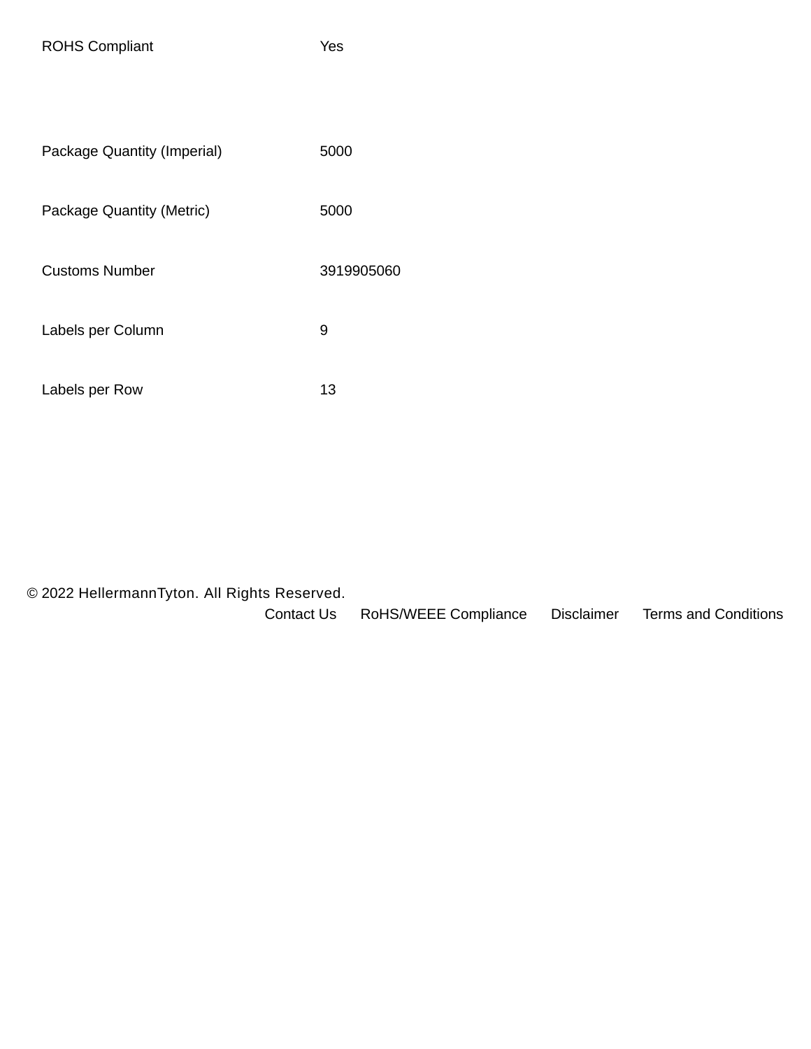| | |
|---|---|
| ROHS Compliant | Yes |
| Package Quantity (Imperial) | 5000 |
| Package Quantity (Metric) | 5000 |
| Customs Number | 3919905060 |
| Labels per Column | 9 |
| Labels per Row | 13 |

© 2022 HellermannTyton. All Rights Reserved.

Contact Us RoHS/WEEE Compliance Disclaimer Terms and Conditions